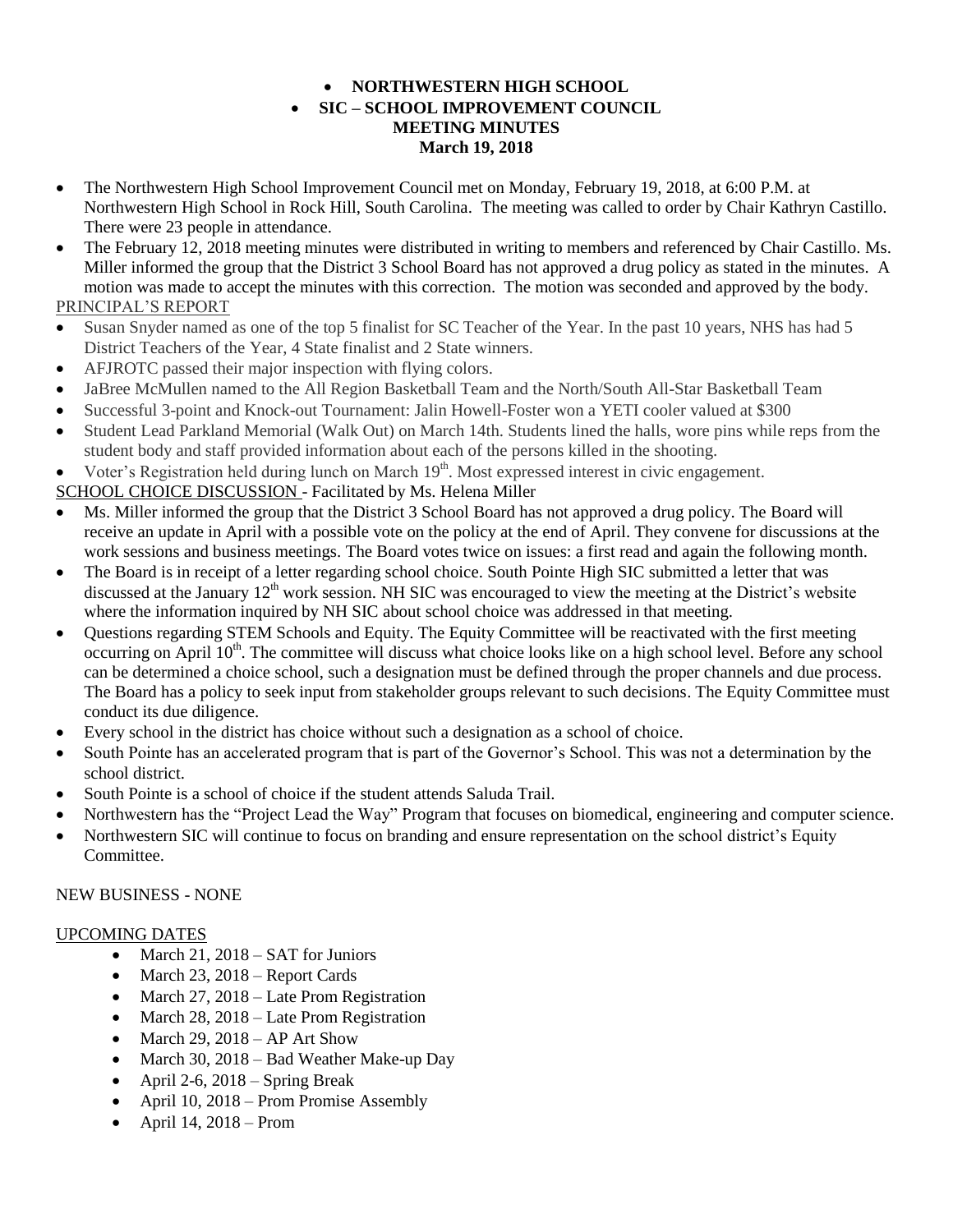- **NORTHWESTERN HIGH SCHOOL**
- **SIC – SCHOOL IMPROVEMENT COUNCIL**

**MEETING MINUTES**

**March 19, 2018**

- The Northwestern High School Improvement Council met on Monday, February 19, 2018, at 6:00 P.M. at Northwestern High School in Rock Hill, South Carolina. The meeting was called to order by Chair Kathryn Castillo. There were 23 people in attendance.
- The February 12, 2018 meeting minutes were distributed in writing to members and referenced by Chair Castillo. Ms. Miller informed the group that the District 3 School Board has not approved a drug policy as stated in the minutes. A motion was made to accept the minutes with this correction. The motion was seconded and approved by the body.

PRINCIPAL'S REPORT

- Susan Snyder named as one of the top 5 finalist for SC Teacher of the Year. In the past 10 years, NHS has had 5 District Teachers of the Year, 4 State finalist and 2 State winners.
- AFJROTC passed their major inspection with flying colors.
- JaBree McMullen named to the All Region Basketball Team and the North/South All-Star Basketball Team
- Successful 3-point and Knock-out Tournament: Jalin Howell-Foster won a YETI cooler valued at $300
- Student Lead Parkland Memorial (Walk Out) on March 14th. Students lined the halls, wore pins while reps from the student body and staff provided information about each of the persons killed in the shooting.
- Voter's Registration held during lunch on March 19th. Most expressed interest in civic engagement.

SCHOOL CHOICE DISCUSSION - Facilitated by Ms. Helena Miller

- Ms. Miller informed the group that the District 3 School Board has not approved a drug policy. The Board will receive an update in April with a possible vote on the policy at the end of April. They convene for discussions at the work sessions and business meetings. The Board votes twice on issues: a first read and again the following month.
- The Board is in receipt of a letter regarding school choice. South Pointe High SIC submitted a letter that was discussed at the January 12th work session. NH SIC was encouraged to view the meeting at the District's website where the information inquired by NH SIC about school choice was addressed in that meeting.
- Questions regarding STEM Schools and Equity. The Equity Committee will be reactivated with the first meeting occurring on April 10th. The committee will discuss what choice looks like on a high school level. Before any school can be determined a choice school, such a designation must be defined through the proper channels and due process. The Board has a policy to seek input from stakeholder groups relevant to such decisions. The Equity Committee must conduct its due diligence.
- Every school in the district has choice without such a designation as a school of choice.
- South Pointe has an accelerated program that is part of the Governor's School. This was not a determination by the school district.
- South Pointe is a school of choice if the student attends Saluda Trail.
- Northwestern has the "Project Lead the Way" Program that focuses on biomedical, engineering and computer science.
- Northwestern SIC will continue to focus on branding and ensure representation on the school district's Equity Committee.

NEW BUSINESS - NONE

UPCOMING DATES

- March 21, 2018 – SAT for Juniors
- March 23, 2018 – Report Cards
- March 27, 2018 – Late Prom Registration
- March 28, 2018 – Late Prom Registration
- March 29, 2018 – AP Art Show
- March 30, 2018 – Bad Weather Make-up Day
- April 2-6, 2018 – Spring Break
- April 10, 2018 – Prom Promise Assembly
- April 14, 2018 – Prom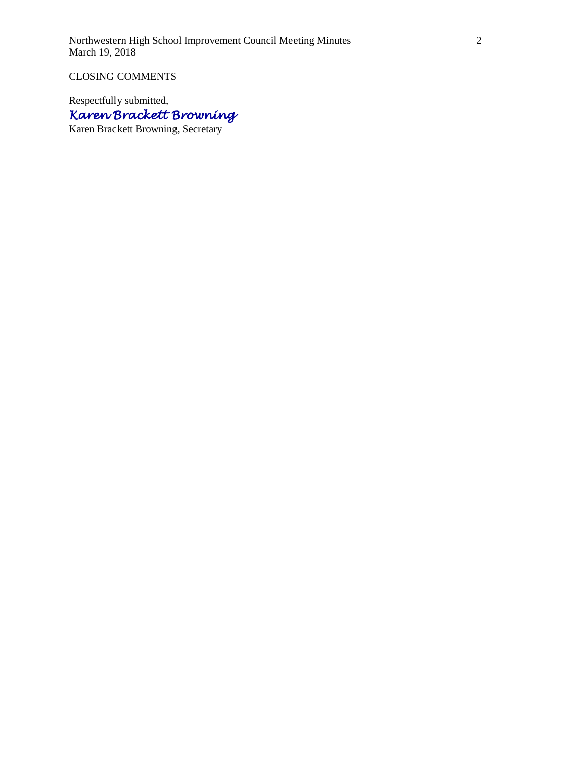CLOSING COMMENTS

Respectfully submitted,

*Karen Brackett Browning*

Karen Brackett Browning, Secretary